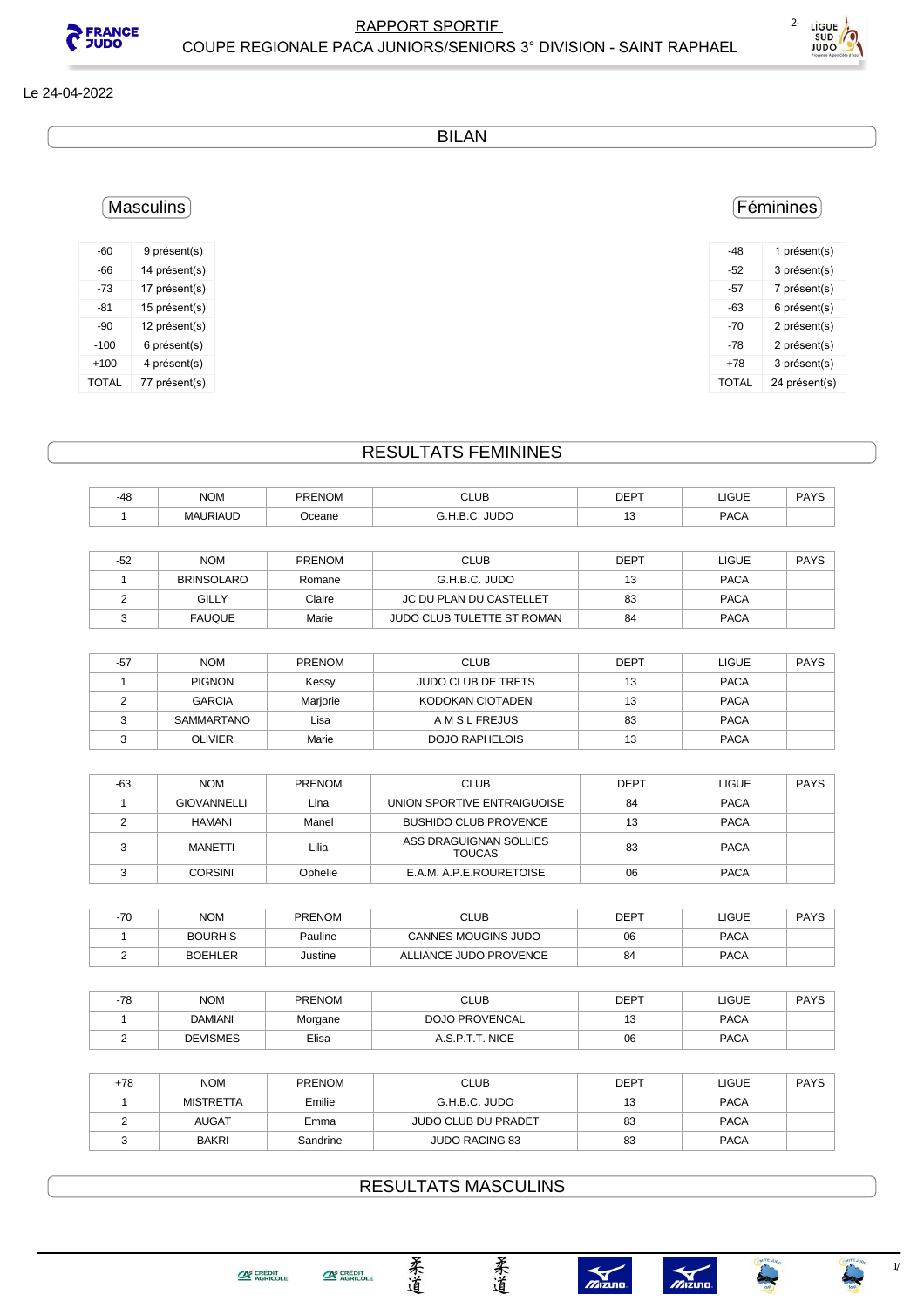# RAPPORT SPORTIF

## COUPE REGIONALE PACA JUNIORS/SENIORS 3° DIVISION - SAINT RAPHAEL

Le 24-04-2022

## BILAN

### Masculins

| | |
|---|---|
| -60 | 9 présent(s) |
| -66 | 14 présent(s) |
| -73 | 17 présent(s) |
| -81 | 15 présent(s) |
| -90 | 12 présent(s) |
| -100 | 6 présent(s) |
| +100 | 4 présent(s) |
| TOTAL | 77 présent(s) |

### Féminines

| | |
|---|---|
| -48 | 1 présent(s) |
| -52 | 3 présent(s) |
| -57 | 7 présent(s) |
| -63 | 6 présent(s) |
| -70 | 2 présent(s) |
| -78 | 2 présent(s) |
| +78 | 3 présent(s) |
| TOTAL | 24 présent(s) |

## RESULTATS FEMININES

| -48 | NOM | PRENOM | CLUB | DEPT | LIGUE | PAYS |
|---|---|---|---|---|---|---|
| 1 | MAURIAUD | Oceane | G.H.B.C. JUDO | 13 | PACA | |

| -52 | NOM | PRENOM | CLUB | DEPT | LIGUE | PAYS |
|---|---|---|---|---|---|---|
| 1 | BRINSOLARO | Romane | G.H.B.C. JUDO | 13 | PACA | |
| 2 | GILLY | Claire | JC DU PLAN DU CASTELLET | 83 | PACA | |
| 3 | FAUQUE | Marie | JUDO CLUB TULETTE ST ROMAN | 84 | PACA | |

| -57 | NOM | PRENOM | CLUB | DEPT | LIGUE | PAYS |
|---|---|---|---|---|---|---|
| 1 | PIGNON | Kessy | JUDO CLUB DE TRETS | 13 | PACA | |
| 2 | GARCIA | Marjorie | KODOKAN CIOTADEN | 13 | PACA | |
| 3 | SAMMARTANO | Lisa | A M S L FREJUS | 83 | PACA | |
| 3 | OLIVIER | Marie | DOJO RAPHELOIS | 13 | PACA | |

| -63 | NOM | PRENOM | CLUB | DEPT | LIGUE | PAYS |
|---|---|---|---|---|---|---|
| 1 | GIOVANNELLI | Lina | UNION SPORTIVE ENTRAIGUOISE | 84 | PACA | |
| 2 | HAMANI | Manel | BUSHIDO CLUB PROVENCE | 13 | PACA | |
| 3 | MANETTI | Lilia | ASS DRAGUIGNAN SOLLIES TOUCAS | 83 | PACA | |
| 3 | CORSINI | Ophelie | E.A.M. A.P.E.ROURETOISE | 06 | PACA | |

| -70 | NOM | PRENOM | CLUB | DEPT | LIGUE | PAYS |
|---|---|---|---|---|---|---|
| 1 | BOURHIS | Pauline | CANNES MOUGINS JUDO | 06 | PACA | |
| 2 | BOEHLER | Justine | ALLIANCE JUDO PROVENCE | 84 | PACA | |

| -78 | NOM | PRENOM | CLUB | DEPT | LIGUE | PAYS |
|---|---|---|---|---|---|---|
| 1 | DAMIANI | Morgane | DOJO PROVENCAL | 13 | PACA | |
| 2 | DEVISMES | Elisa | A.S.P.T.T. NICE | 06 | PACA | |

| +78 | NOM | PRENOM | CLUB | DEPT | LIGUE | PAYS |
|---|---|---|---|---|---|---|
| 1 | MISTRETTA | Emilie | G.H.B.C. JUDO | 13 | PACA | |
| 2 | AUGAT | Emma | JUDO CLUB DU PRADET | 83 | PACA | |
| 3 | BAKRI | Sandrine | JUDO RACING 83 | 83 | PACA | |

## RESULTATS MASCULINS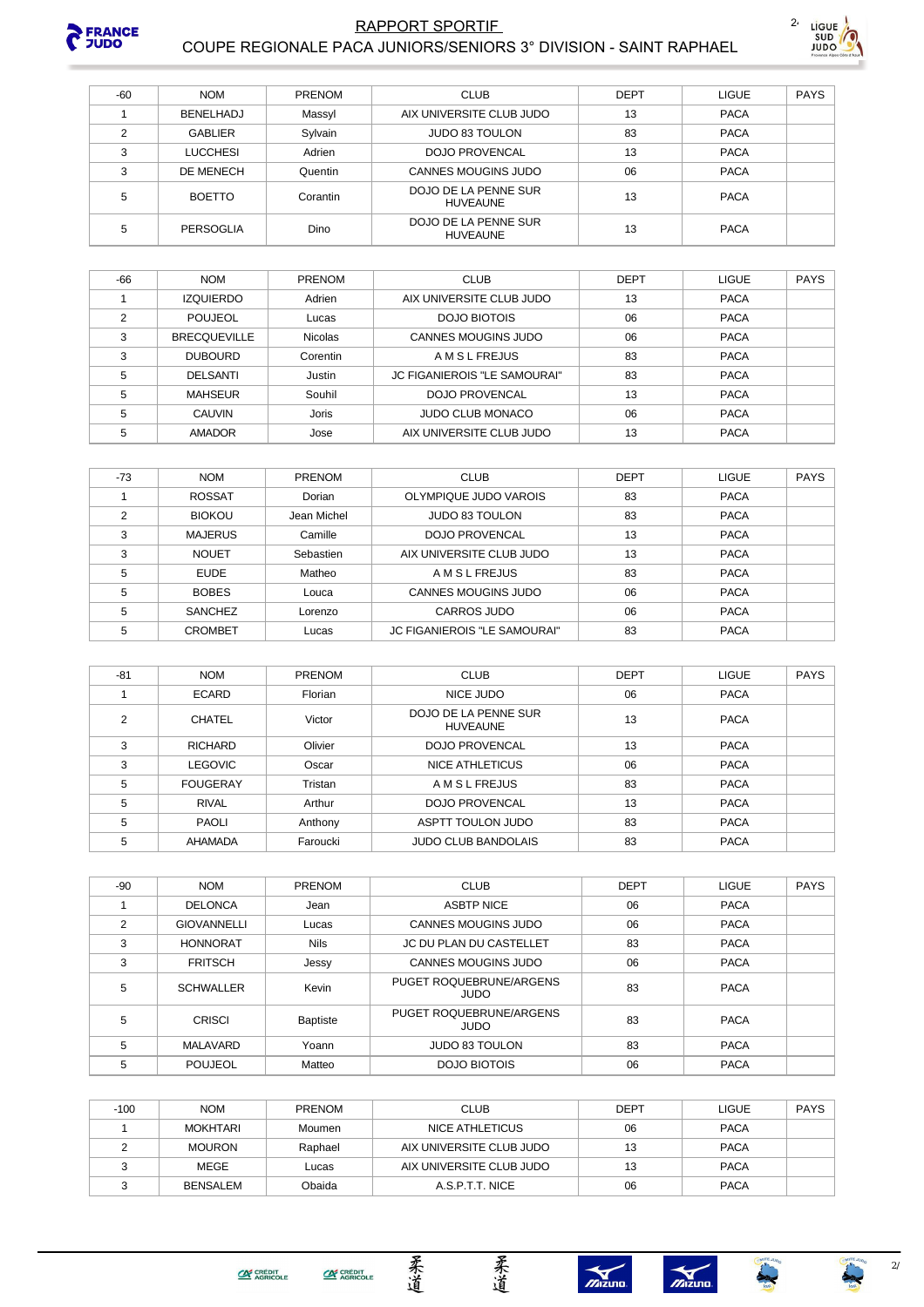# RAPPORT SPORTIF

## COUPE REGIONALE PACA JUNIORS/SENIORS 3° DIVISION - SAINT RAPHAEL

| -60 | NOM | PRENOM | CLUB | DEPT | LIGUE | PAYS |
|---|---|---|---|---|---|---|
| 1 | BENELHADJ | Massyl | AIX UNIVERSITE CLUB JUDO | 13 | PACA | |
| 2 | GABLIER | Sylvain | JUDO 83 TOULON | 83 | PACA | |
| 3 | LUCCHESI | Adrien | DOJO PROVENCAL | 13 | PACA | |
| 3 | DE MENECH | Quentin | CANNES MOUGINS JUDO | 06 | PACA | |
| 5 | BOETTO | Corantin | DOJO DE LA PENNE SUR HUVEAUNE | 13 | PACA | |
| 5 | PERSOGLIA | Dino | DOJO DE LA PENNE SUR HUVEAUNE | 13 | PACA | |

| -66 | NOM | PRENOM | CLUB | DEPT | LIGUE | PAYS |
|---|---|---|---|---|---|---|
| 1 | IZQUIERDO | Adrien | AIX UNIVERSITE CLUB JUDO | 13 | PACA | |
| 2 | POUJEOL | Lucas | DOJO BIOTOIS | 06 | PACA | |
| 3 | BRECQUEVILLE | Nicolas | CANNES MOUGINS JUDO | 06 | PACA | |
| 3 | DUBOURD | Corentin | A M S L FREJUS | 83 | PACA | |
| 5 | DELSANTI | Justin | JC FIGANIEROIS "LE SAMOURAI" | 83 | PACA | |
| 5 | MAHSEUR | Souhil | DOJO PROVENCAL | 13 | PACA | |
| 5 | CAUVIN | Joris | JUDO CLUB MONACO | 06 | PACA | |
| 5 | AMADOR | Jose | AIX UNIVERSITE CLUB JUDO | 13 | PACA | |

| -73 | NOM | PRENOM | CLUB | DEPT | LIGUE | PAYS |
|---|---|---|---|---|---|---|
| 1 | ROSSAT | Dorian | OLYMPIQUE JUDO VAROIS | 83 | PACA | |
| 2 | BIOKOU | Jean Michel | JUDO 83 TOULON | 83 | PACA | |
| 3 | MAJERUS | Camille | DOJO PROVENCAL | 13 | PACA | |
| 3 | NOUET | Sebastien | AIX UNIVERSITE CLUB JUDO | 13 | PACA | |
| 5 | EUDE | Matheo | A M S L FREJUS | 83 | PACA | |
| 5 | BOBES | Louca | CANNES MOUGINS JUDO | 06 | PACA | |
| 5 | SANCHEZ | Lorenzo | CARROS JUDO | 06 | PACA | |
| 5 | CROMBET | Lucas | JC FIGANIEROIS "LE SAMOURAI" | 83 | PACA | |

| -81 | NOM | PRENOM | CLUB | DEPT | LIGUE | PAYS |
|---|---|---|---|---|---|---|
| 1 | ECARD | Florian | NICE JUDO | 06 | PACA | |
| 2 | CHATEL | Victor | DOJO DE LA PENNE SUR HUVEAUNE | 13 | PACA | |
| 3 | RICHARD | Olivier | DOJO PROVENCAL | 13 | PACA | |
| 3 | LEGOVIC | Oscar | NICE ATHLETICUS | 06 | PACA | |
| 5 | FOUGERAY | Tristan | A M S L FREJUS | 83 | PACA | |
| 5 | RIVAL | Arthur | DOJO PROVENCAL | 13 | PACA | |
| 5 | PAOLI | Anthony | ASPTT TOULON JUDO | 83 | PACA | |
| 5 | AHAMADA | Faroucki | JUDO CLUB BANDOLAIS | 83 | PACA | |

| -90 | NOM | PRENOM | CLUB | DEPT | LIGUE | PAYS |
|---|---|---|---|---|---|---|
| 1 | DELONCA | Jean | ASBTP NICE | 06 | PACA | |
| 2 | GIOVANNELLI | Lucas | CANNES MOUGINS JUDO | 06 | PACA | |
| 3 | HONNORAT | Nils | JC DU PLAN DU CASTELLET | 83 | PACA | |
| 3 | FRITSCH | Jessy | CANNES MOUGINS JUDO | 06 | PACA | |
| 5 | SCHWALLER | Kevin | PUGET ROQUEBRUNE/ARGENS JUDO | 83 | PACA | |
| 5 | CRISCI | Baptiste | PUGET ROQUEBRUNE/ARGENS JUDO | 83 | PACA | |
| 5 | MALAVARD | Yoann | JUDO 83 TOULON | 83 | PACA | |
| 5 | POUJEOL | Matteo | DOJO BIOTOIS | 06 | PACA | |

| -100 | NOM | PRENOM | CLUB | DEPT | LIGUE | PAYS |
|---|---|---|---|---|---|---|
| 1 | MOKHTARI | Moumen | NICE ATHLETICUS | 06 | PACA | |
| 2 | MOURON | Raphael | AIX UNIVERSITE CLUB JUDO | 13 | PACA | |
| 3 | MEGE | Lucas | AIX UNIVERSITE CLUB JUDO | 13 | PACA | |
| 3 | BENSALEM | Obaida | A.S.P.T.T. NICE | 06 | PACA | |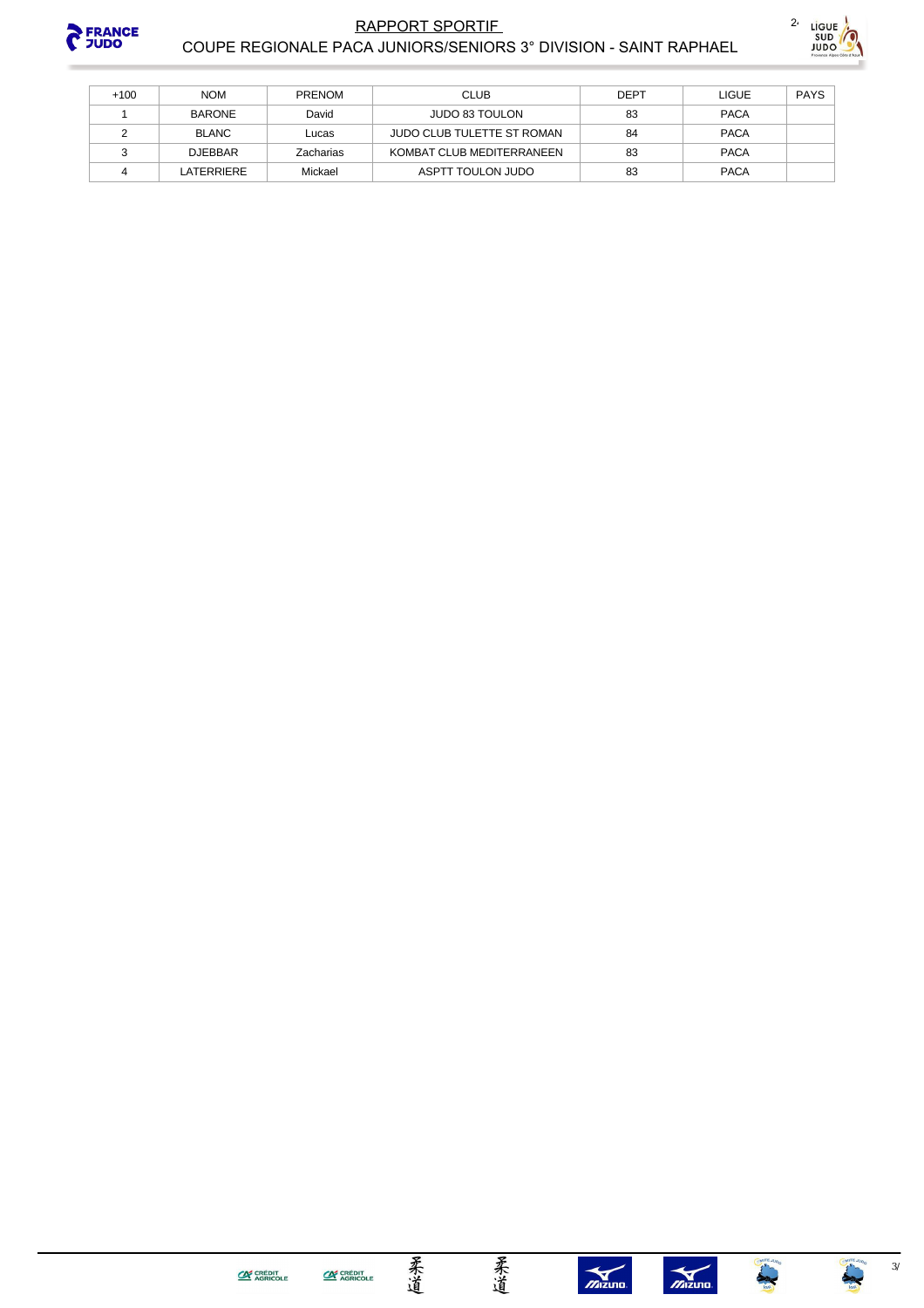| +100 | NOM | PRENOM | CLUB | DEPT | LIGUE | PAYS |
|---|---|---|---|---|---|---|
| 1 | BARONE | David | JUDO 83 TOULON | 83 | PACA | |
| 2 | BLANC | Lucas | JUDO CLUB TULETTE ST ROMAN | 84 | PACA | |
| 3 | DJEBBAR | Zacharias | KOMBAT CLUB MEDITERRANEEN | 83 | PACA | |
| 4 | LATERRIERE | Mickael | ASPTT TOULON JUDO | 83 | PACA | |